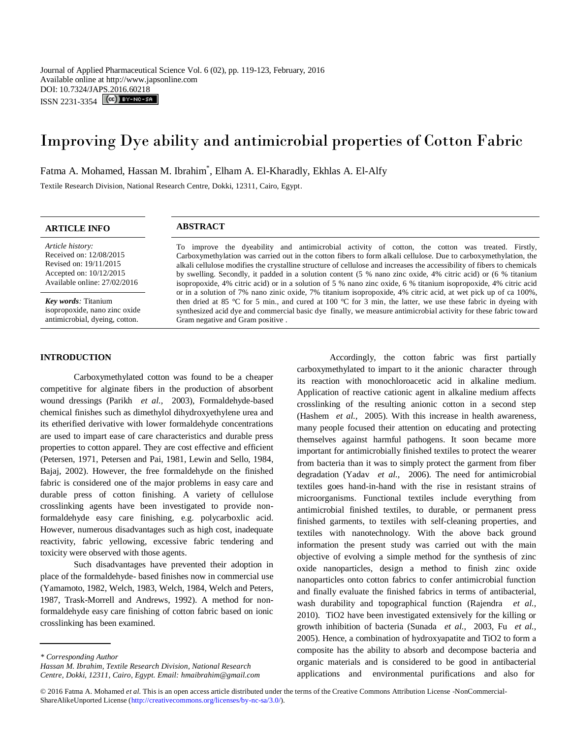Journal of Applied Pharmaceutical Science Vol. 6 (02), pp. 119-123, February, 2016
Available online at http://www.japsonline.com
DOI: 10.7324/JAPS.2016.60218
ISSN 2231-3354

# Improving Dye ability and antimicrobial properties of Cotton Fabric

Fatma A. Mohamed, Hassan M. Ibrahim*, Elham A. El-Kharadly, Ekhlas A. El-Alfy

Textile Research Division, National Research Centre, Dokki, 12311, Cairo, Egypt.

## ARTICLE INFO

*Article history:*
Received on: 12/08/2015
Revised on: 19/11/2015
Accepted on: 10/12/2015
Available online: 27/02/2016

***Key words**:* Titanium isopropoxide, nano zinc oxide antimicrobial, dyeing, cotton.

## ABSTRACT

To improve the dyeability and antimicrobial activity of cotton, the cotton was treated. Firstly, Carboxymethylation was carried out in the cotton fibers to form alkali cellulose. Due to carboxymethylation, the alkali cellulose modifies the crystalline structure of cellulose and increases the accessibility of fibers to chemicals by swelling. Secondly, it padded in a solution content (5 % nano zinc oxide, 4% citric acid) or (6 % titanium isopropoxide, 4% citric acid) or in a solution of 5 % nano zinc oxide, 6 % titanium isopropoxide, 4% citric acid or in a solution of 7% nano zinic oxide, 7% titanium isopropoxide, 4% citric acid, at wet pick up of ca 100%, then dried at 85 °C for 5 min., and cured at 100 °C for 3 min, the latter, we use these fabric in dyeing with synthesized acid dye and commercial basic dye finally, we measure antimicrobial activity for these fabric toward Gram negative and Gram positive .

## INTRODUCTION

Carboxymethylated cotton was found to be a cheaper competitive for alginate fibers in the production of absorbent wound dressings (Parikh *et al.,* 2003), Formaldehyde-based chemical finishes such as dimethylol dihydroxyethylene urea and its etherified derivative with lower formaldehyde concentrations are used to impart ease of care characteristics and durable press properties to cotton apparel. They are cost effective and efficient (Petersen, 1971, Petersen and Pai, 1981, Lewin and Sello, 1984, Bajaj, 2002). However, the free formaldehyde on the finished fabric is considered one of the major problems in easy care and durable press of cotton finishing. A variety of cellulose crosslinking agents have been investigated to provide non-formaldehyde easy care finishing, e.g. polycarboxlic acid. However, numerous disadvantages such as high cost, inadequate reactivity, fabric yellowing, excessive fabric tendering and toxicity were observed with those agents.

Such disadvantages have prevented their adoption in place of the formaldehyde- based finishes now in commercial use (Yamamoto, 1982, Welch, 1983, Welch, 1984, Welch and Peters, 1987, Trask-Morrell and Andrews, 1992). A method for non-formaldehyde easy care finishing of cotton fabric based on ionic crosslinking has been examined.

Accordingly, the cotton fabric was first partially carboxymethylated to impart to it the anionic character through its reaction with monochloroacetic acid in alkaline medium. Application of reactive cationic agent in alkaline medium affects crosslinking of the resulting anionic cotton in a second step (Hashem *et al.,* 2005). With this increase in health awareness, many people focused their attention on educating and protecting themselves against harmful pathogens. It soon became more important for antimicrobially finished textiles to protect the wearer from bacteria than it was to simply protect the garment from fiber degradation (Yadav *et al.,* 2006). The need for antimicrobial textiles goes hand-in-hand with the rise in resistant strains of microorganisms. Functional textiles include everything from antimicrobial finished textiles, to durable, or permanent press finished garments, to textiles with self-cleaning properties, and textiles with nanotechnology. With the above back ground information the present study was carried out with the main objective of evolving a simple method for the synthesis of zinc oxide nanoparticles, design a method to finish zinc oxide nanoparticles onto cotton fabrics to confer antimicrobial function and finally evaluate the finished fabrics in terms of antibacterial, wash durability and topographical function (Rajendra *et al.,* 2010). $TiO_2$ have been investigated extensively for the killing or growth inhibition of bacteria (Sunada *et al.,* 2003, Fu *et al.,* 2005). Hence, a combination of hydroxyapatite and $TiO_2$ to form a composite has the ability to absorb and decompose bacteria and organic materials and is considered to be good in antibacterial applications and environmental purifications and also for

---

*\* Corresponding Author*
*Hassan M. Ibrahim, Textile Research Division, National Research Centre, Dokki, 12311, Cairo, Egypt. Email: hmaibrahim@gmail.com*

© 2016 Fatma A. Mohamed *et al.* This is an open access article distributed under the terms of the Creative Commons Attribution License -NonCommercial-ShareAlikeUnported License (http://creativecommons.org/licenses/by-nc-sa/3.0/).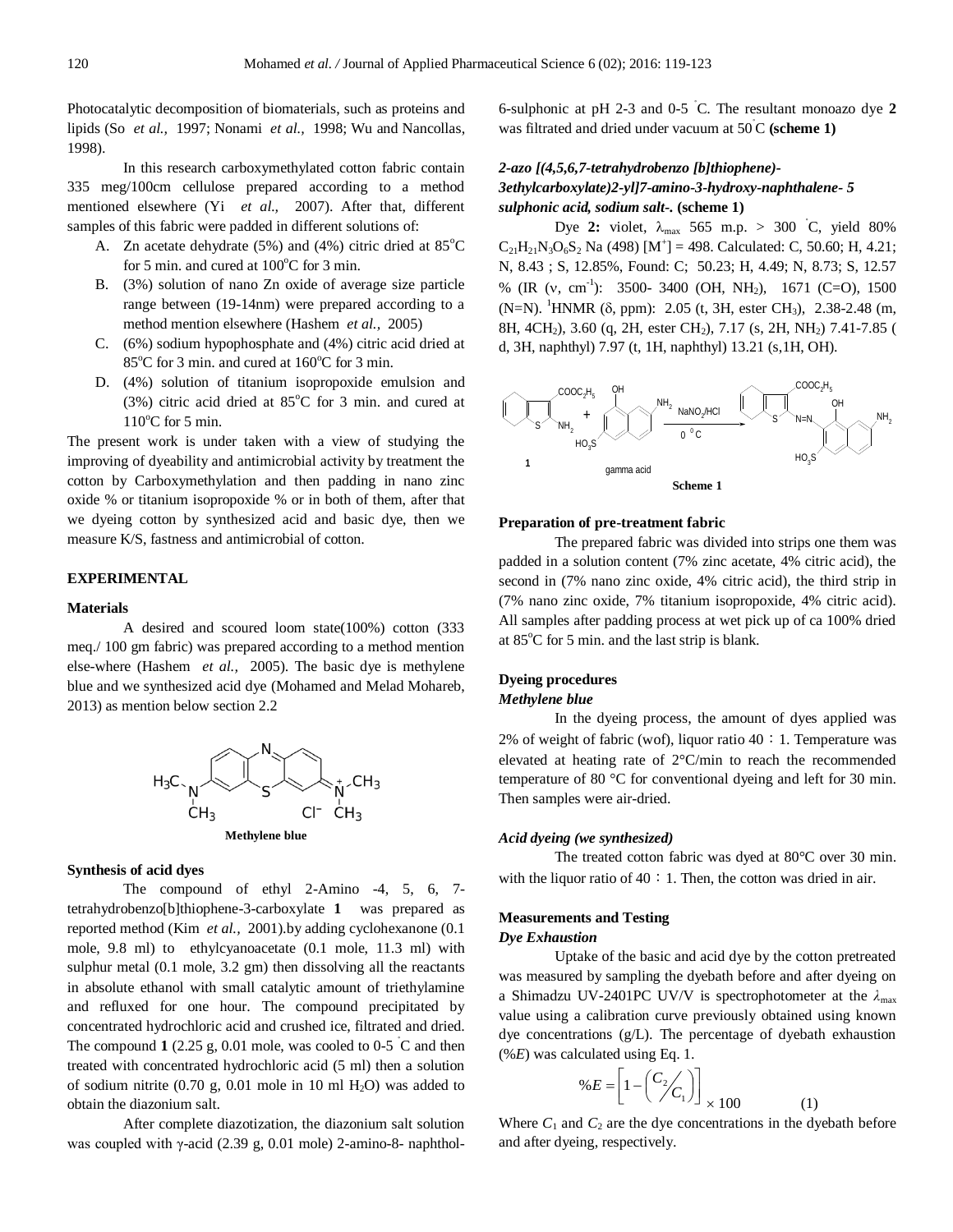Photocatalytic decomposition of biomaterials, such as proteins and lipids (So *et al.,* 1997; Nonami *et al.,* 1998; Wu and Nancollas, 1998).

In this research carboxymethylated cotton fabric contain 335 meg/100cm cellulose prepared according to a method mentioned elsewhere (Yi *et al.,* 2007). After that, different samples of this fabric were padded in different solutions of:

A. Zn acetate dehydrate (5%) and (4%) citric dried at 85°C for 5 min. and cured at 100°C for 3 min.
B. (3%) solution of nano Zn oxide of average size particle range between (19-14nm) were prepared according to a method mention elsewhere (Hashem *et al.,* 2005)
C. (6%) sodium hypophosphate and (4%) citric acid dried at 85°C for 3 min. and cured at 160°C for 3 min.
D. (4%) solution of titanium isopropoxide emulsion and (3%) citric acid dried at 85°C for 3 min. and cured at 110°C for 5 min.

The present work is under taken with a view of studying the improving of dyeability and antimicrobial activity by treatment the cotton by Carboxymethylation and then padding in nano zinc oxide % or titanium isopropoxide % or in both of them, after that we dyeing cotton by synthesized acid and basic dye, then we measure K/S, fastness and antimicrobial of cotton.

## EXPERIMENTAL

### Materials

A desired and scoured loom state(100%) cotton (333 meq./ 100 gm fabric) was prepared according to a method mention else-where (Hashem *et al.,* 2005). The basic dye is methylene blue and we synthesized acid dye (Mohamed and Melad Mohareb, 2013) as mention below section 2.2

**Methylene blue**

### Synthesis of acid dyes

The compound of ethyl 2-Amino -4, 5, 6, 7-tetrahydrobenzo[b]thiophene-3-carboxylate **1** was prepared as reported method (Kim *et al.,* 2001).by adding cyclohexanone (0.1 mole, 9.8 ml) to ethylcyanoacetate (0.1 mole, 11.3 ml) with sulphur metal (0.1 mole, 3.2 gm) then dissolving all the reactants in absolute ethanol with small catalytic amount of triethylamine and refluxed for one hour. The compound precipitated by concentrated hydrochloric acid and crushed ice, filtrated and dried. The compound **1** (2.25 g, 0.01 mole, was cooled to 0-5 °C and then treated with concentrated hydrochloric acid (5 ml) then a solution of sodium nitrite (0.70 g, 0.01 mole in 10 ml $H_2O$) was added to obtain the diazonium salt.

After complete diazotization, the diazonium salt solution was coupled with γ-acid (2.39 g, 0.01 mole) 2-amino-8- naphthol-6-sulphonic at pH 2-3 and 0-5 °C. The resultant monoazo dye **2** was filtrated and dried under vacuum at 50 °C **(scheme 1)**

***2-azo [(4,5,6,7-tetrahydrobenzo [b]thiophene)-3ethylcarboxylate)2-yl]7-amino-3-hydroxy-naphthalene- 5 sulphonic acid, sodium salt-.* (scheme 1)**

Dye **2:** violet, $\lambda_{max}$ 565 m.p. > 300 °C, yield 80% $C_{21}H_{21}N_3O_6S_2$ Na (498) $[M^+]$ = 498. Calculated: C, 50.60; H, 4.21; N, 8.43 ; S, 12.85%, Found: C; 50.23; H, 4.49; N, 8.73; S, 12.57 % (IR (ν, $cm^{-1}$): 3500- 3400 (OH, $NH_2$), 1671 (C=O), 1500 (N=N). $^1$HNMR (δ, ppm): 2.05 (t, 3H, ester $CH_3$), 2.38-2.48 (m, 8H, $4CH_2$), 3.60 (q, 2H, ester $CH_2$), 7.17 (s, 2H, $NH_2$) 7.41-7.85 ( d, 3H, naphthyl) 7.97 (t, 1H, naphthyl) 13.21 (s,1H, OH).

**Scheme 1**

### Preparation of pre-treatment fabric

The prepared fabric was divided into strips one them was padded in a solution content (7% zinc acetate, 4% citric acid), the second in (7% nano zinc oxide, 4% citric acid), the third strip in (7% nano zinc oxide, 7% titanium isopropoxide, 4% citric acid). All samples after padding process at wet pick up of ca 100% dried at 85°C for 5 min. and the last strip is blank.

### Dyeing procedures

#### *Methylene blue*

In the dyeing process, the amount of dyes applied was 2% of weight of fabric (wof), liquor ratio 40：1. Temperature was elevated at heating rate of 2°C/min to reach the recommended temperature of 80 °C for conventional dyeing and left for 30 min. Then samples were air-dried.

#### *Acid dyeing (we synthesized)*

The treated cotton fabric was dyed at 80°C over 30 min. with the liquor ratio of 40：1. Then, the cotton was dried in air.

### Measurements and Testing

#### *Dye Exhaustion*

Uptake of the basic and acid dye by the cotton pretreated was measured by sampling the dyebath before and after dyeing on a Shimadzu UV-2401PC UV/V is spectrophotometer at the $\lambda_{max}$ value using a calibration curve previously obtained using known dye concentrations (g/L). The percentage of dyebath exhaustion (%$E$) was calculated using Eq. 1.

$$\%E = \left[1 - \left(\frac{C_2}{C_1}\right)\right] \times 100 \qquad (1)$$

Where $C_1$ and $C_2$ are the dye concentrations in the dyebath before and after dyeing, respectively.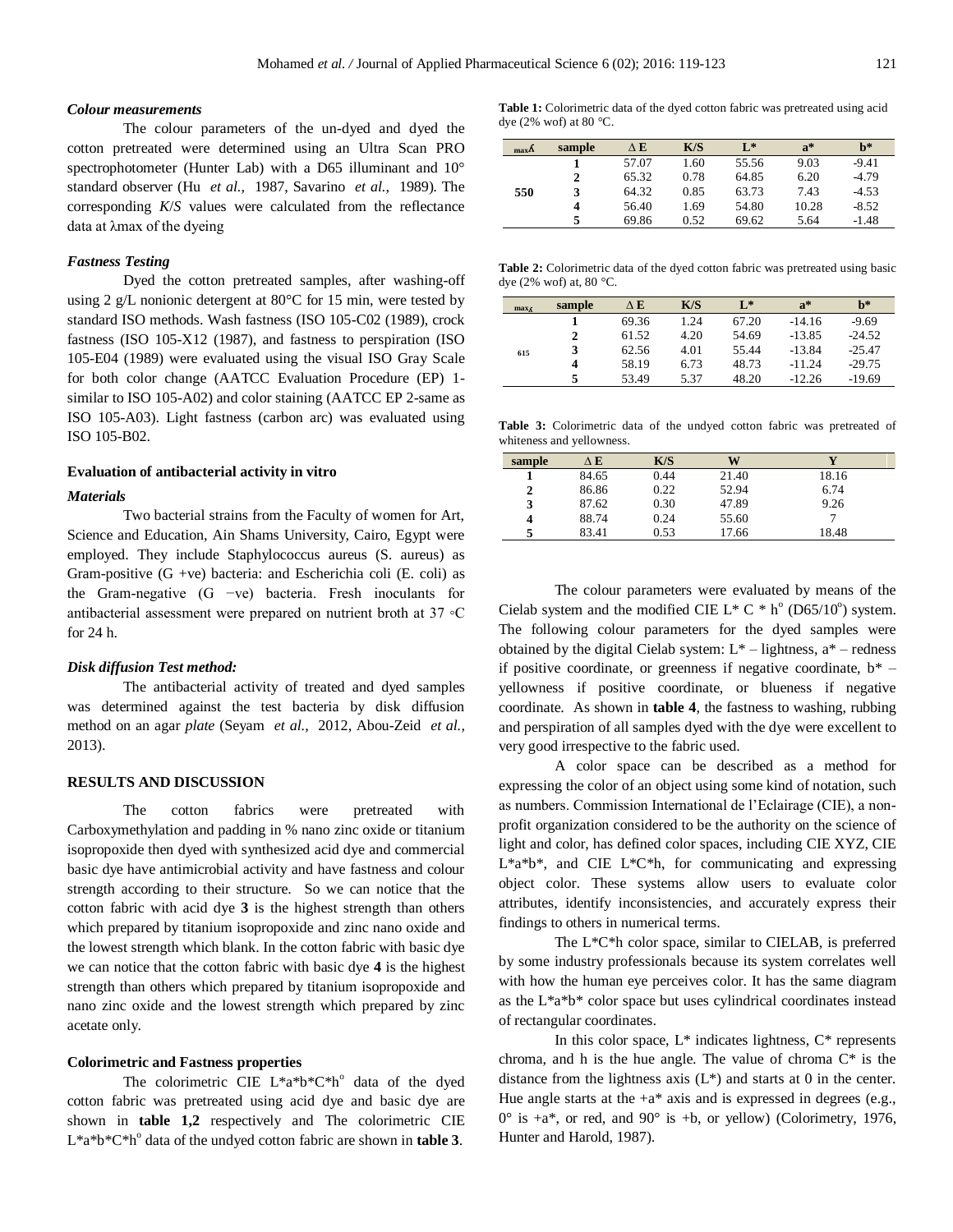### *Colour measurements*

The colour parameters of the un-dyed and dyed the cotton pretreated were determined using an Ultra Scan PRO spectrophotometer (Hunter Lab) with a D65 illuminant and 10° standard observer (Hu *et al.,* 1987, Savarino *et al.,* 1989). The corresponding *K/S* values were calculated from the reflectance data at λmax of the dyeing

### *Fastness Testing*

Dyed the cotton pretreated samples, after washing-off using 2 g/L nonionic detergent at 80°C for 15 min, were tested by standard ISO methods. Wash fastness (ISO 105-C02 (1989), crock fastness (ISO 105-X12 (1987), and fastness to perspiration (ISO 105-E04 (1989) were evaluated using the visual ISO Gray Scale for both color change (AATCC Evaluation Procedure (EP) 1-similar to ISO 105-A02) and color staining (AATCC EP 2-same as ISO 105-A03). Light fastness (carbon arc) was evaluated using ISO 105-B02.

### Evaluation of antibacterial activity in vitro

### *Materials*

Two bacterial strains from the Faculty of women for Art, Science and Education, Ain Shams University, Cairo, Egypt were employed. They include Staphylococcus aureus (S. aureus) as Gram-positive (G +ve) bacteria: and Escherichia coli (E. coli) as the Gram-negative (G −ve) bacteria. Fresh inoculants for antibacterial assessment were prepared on nutrient broth at 37 ◦C for 24 h.

### *Disk diffusion Test method:*

The antibacterial activity of treated and dyed samples was determined against the test bacteria by disk diffusion method on an agar *plate* (Seyam *et al.,* 2012, Abou-Zeid *et al.,* 2013).

## RESULTS AND DISCUSSION

The cotton fabrics were pretreated with Carboxymethylation and padding in % nano zinc oxide or titanium isopropoxide then dyed with synthesized acid dye and commercial basic dye have antimicrobial activity and have fastness and colour strength according to their structure. So we can notice that the cotton fabric with acid dye **3** is the highest strength than others which prepared by titanium isopropoxide and zinc nano oxide and the lowest strength which blank. In the cotton fabric with basic dye we can notice that the cotton fabric with basic dye **4** is the highest strength than others which prepared by titanium isopropoxide and nano zinc oxide and the lowest strength which prepared by zinc acetate only.

### Colorimetric and Fastness properties

The colorimetric CIE L\*a\*b\*C\*h° data of the dyed cotton fabric was pretreated using acid dye and basic dye are shown in **table 1,2** respectively and The colorimetric CIE L\*a\*b\*C\*h° data of the undyed cotton fabric are shown in **table 3**.

**Table 1:** Colorimetric data of the dyed cotton fabric was pretreated using acid dye (2% wof) at 80 °C.

| $\lambda_{max}$ | sample | ∆ E | K/S | L\* | a\* | b\* |
|---|---|---|---|---|---|---|
| 550 | 1 | 57.07 | 1.60 | 55.56 | 9.03 | -9.41 |
| | 2 | 65.32 | 0.78 | 64.85 | 6.20 | -4.79 |
| | 3 | 64.32 | 0.85 | 63.73 | 7.43 | -4.53 |
| | 4 | 56.40 | 1.69 | 54.80 | 10.28 | -8.52 |
| | 5 | 69.86 | 0.52 | 69.62 | 5.64 | -1.48 |

**Table 2:** Colorimetric data of the dyed cotton fabric was pretreated using basic dye (2% wof) at, 80 °C.

| $\lambda_{max}$ | sample | ∆ E | K/S | L\* | a\* | b\* |
|---|---|---|---|---|---|---|
| 615 | 1 | 69.36 | 1.24 | 67.20 | -14.16 | -9.69 |
| | 2 | 61.52 | 4.20 | 54.69 | -13.85 | -24.52 |
| | 3 | 62.56 | 4.01 | 55.44 | -13.84 | -25.47 |
| | 4 | 58.19 | 6.73 | 48.73 | -11.24 | -29.75 |
| | 5 | 53.49 | 5.37 | 48.20 | -12.26 | -19.69 |

**Table 3:** Colorimetric data of the undyed cotton fabric was pretreated of whiteness and yellowness.

| sample | ∆ E | K/S | W | Y |
|---|---|---|---|---|
| 1 | 84.65 | 0.44 | 21.40 | 18.16 |
| 2 | 86.86 | 0.22 | 52.94 | 6.74 |
| 3 | 87.62 | 0.30 | 47.89 | 9.26 |
| 4 | 88.74 | 0.24 | 55.60 | 7 |
| 5 | 83.41 | 0.53 | 17.66 | 18.48 |

The colour parameters were evaluated by means of the Cielab system and the modified CIE L\* C \* h° (D65/10°) system. The following colour parameters for the dyed samples were obtained by the digital Cielab system: L\* – lightness, a\* – redness if positive coordinate, or greenness if negative coordinate, b\* – yellowness if positive coordinate, or blueness if negative coordinate. As shown in **table 4**, the fastness to washing, rubbing and perspiration of all samples dyed with the dye were excellent to very good irrespective to the fabric used.

A color space can be described as a method for expressing the color of an object using some kind of notation, such as numbers. Commission International de l'Eclairage (CIE), a non-profit organization considered to be the authority on the science of light and color, has defined color spaces, including CIE XYZ, CIE L\*a\*b\*, and CIE L\*C\*h, for communicating and expressing object color. These systems allow users to evaluate color attributes, identify inconsistencies, and accurately express their findings to others in numerical terms.

The L\*C\*h color space, similar to CIELAB, is preferred by some industry professionals because its system correlates well with how the human eye perceives color. It has the same diagram as the L\*a\*b\* color space but uses cylindrical coordinates instead of rectangular coordinates.

In this color space, L\* indicates lightness, C\* represents chroma, and h is the hue angle. The value of chroma C\* is the distance from the lightness axis (L\*) and starts at 0 in the center. Hue angle starts at the +a\* axis and is expressed in degrees (e.g., 0° is +a\*, or red, and 90° is +b, or yellow) (Colorimetry, 1976, Hunter and Harold, 1987).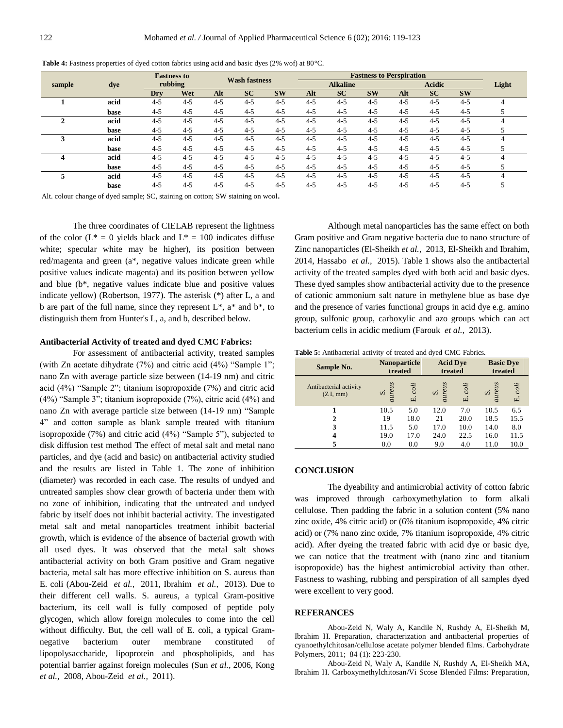**Table 4:** Fastness properties of dyed cotton fabrics using acid and basic dyes (2% wof) at 80°C.

| sample | dye | Fastness to rubbing | | Wash fastness | | | Fastness to Perspiration | | | | | | Light |
|---|---|---|---|---|---|---|---|---|---|---|---|---|---|
| | | | | | | | Alkaline | | | Acidic | | | |
| | | Dry | Wet | Alt | SC | SW | Alt | SC | SW | Alt | SC | SW | |
| 1 | acid | 4-5 | 4-5 | 4-5 | 4-5 | 4-5 | 4-5 | 4-5 | 4-5 | 4-5 | 4-5 | 4-5 | 4 |
| | base | 4-5 | 4-5 | 4-5 | 4-5 | 4-5 | 4-5 | 4-5 | 4-5 | 4-5 | 4-5 | 4-5 | 5 |
| 2 | acid | 4-5 | 4-5 | 4-5 | 4-5 | 4-5 | 4-5 | 4-5 | 4-5 | 4-5 | 4-5 | 4-5 | 4 |
| | base | 4-5 | 4-5 | 4-5 | 4-5 | 4-5 | 4-5 | 4-5 | 4-5 | 4-5 | 4-5 | 4-5 | 5 |
| 3 | acid | 4-5 | 4-5 | 4-5 | 4-5 | 4-5 | 4-5 | 4-5 | 4-5 | 4-5 | 4-5 | 4-5 | 4 |
| | base | 4-5 | 4-5 | 4-5 | 4-5 | 4-5 | 4-5 | 4-5 | 4-5 | 4-5 | 4-5 | 4-5 | 5 |
| 4 | acid | 4-5 | 4-5 | 4-5 | 4-5 | 4-5 | 4-5 | 4-5 | 4-5 | 4-5 | 4-5 | 4-5 | 4 |
| | base | 4-5 | 4-5 | 4-5 | 4-5 | 4-5 | 4-5 | 4-5 | 4-5 | 4-5 | 4-5 | 4-5 | 5 |
| 5 | acid | 4-5 | 4-5 | 4-5 | 4-5 | 4-5 | 4-5 | 4-5 | 4-5 | 4-5 | 4-5 | 4-5 | 4 |
| | base | 4-5 | 4-5 | 4-5 | 4-5 | 4-5 | 4-5 | 4-5 | 4-5 | 4-5 | 4-5 | 4-5 | 5 |

Alt. colour change of dyed sample; SC, staining on cotton; SW staining on wool.

The three coordinates of CIELAB represent the lightness of the color ($L^* = 0$ yields black and $L^* = 100$ indicates diffuse white; specular white may be higher), its position between red/magenta and green ($a^*$, negative values indicate green while positive values indicate magenta) and its position between yellow and blue ($b^*$, negative values indicate blue and positive values indicate yellow) (Robertson, 1977). The asterisk (*) after L, a and b are part of the full name, since they represent $L^*$, $a^*$ and $b^*$, to distinguish them from Hunter's L, a, and b, described below.

#### Antibacterial Activity of treated and dyed CMC Fabrics:

For assessment of antibacterial activity, treated samples (with Zn acetate dihydrate (7%) and citric acid (4%) "Sample 1"; nano Zn with average particle size between (14-19 nm) and citric acid (4%) "Sample 2"; titanium isopropoxide (7%) and citric acid (4%) "Sample 3"; titanium isopropoxide (7%), citric acid (4%) and nano Zn with average particle size between (14-19 nm) "Sample 4" and cotton sample as blank sample treated with titanium isopropoxide (7%) and citric acid (4%) "Sample 5"), subjected to disk diffusion test method The effect of metal salt and metal nano particles, and dye (acid and basic) on antibacterial activity studied and the results are listed in Table 1. The zone of inhibition (diameter) was recorded in each case. The results of undyed and untreated samples show clear growth of bacteria under them with no zone of inhibition, indicating that the untreated and undyed fabric by itself does not inhibit bacterial activity. The investigated metal salt and metal nanoparticles treatment inhibit bacterial growth, which is evidence of the absence of bacterial growth with all used dyes. It was observed that the metal salt shows antibacterial activity on both Gram positive and Gram negative bacteria, metal salt has more effective inhibition on S. aureus than E. coli (Abou-Zeid *et al.,* 2011, Ibrahim *et al.,* 2013). Due to their different cell walls. S. aureus, a typical Gram-positive bacterium, its cell wall is fully composed of peptide poly glycogen, which allow foreign molecules to come into the cell without difficulty. But, the cell wall of E. coli, a typical Gram-negative bacterium outer membrane constituted of lipopolysaccharide, lipoprotein and phospholipids, and has potential barrier against foreign molecules (Sun *et al.,* 2006, Kong *et al.,* 2008, Abou-Zeid *et al.,* 2011).

Although metal nanoparticles has the same effect on both Gram positive and Gram negative bacteria due to nano structure of Zinc nanoparticles (El-Sheikh *et al.,* 2013, El-Sheikh and Ibrahim, 2014, Hassabo *et al.,* 2015). Table 1 shows also the antibacterial activity of the treated samples dyed with both acid and basic dyes. These dyed samples show antibacterial activity due to the presence of cationic ammonium salt nature in methylene blue as base dye and the presence of varies functional groups in acid dye e.g. amino group, sulfonic group, carboxylic and azo groups which can act bacterium cells in acidic medium (Farouk *et al.,* 2013).

**Table 5:** Antibacterial activity of treated and dyed CMC Fabrics.

| Sample No. | Nanoparticle treated | | Acid Dye treated | | Basic Dye treated | |
|---|---|---|---|---|---|---|
| Antibacterial activity (Z I, mm) | *S. aureus* | *E. coli* | *S. aureus* | *E. coli* | *S. aureus* | *E. coli* |
| 1 | 10.5 | 5.0 | 12.0 | 7.0 | 10.5 | 6.5 |
| 2 | 19 | 18.0 | 21 | 20.0 | 18.5 | 15.5 |
| 3 | 11.5 | 5.0 | 17.0 | 10.0 | 14.0 | 8.0 |
| 4 | 19.0 | 17.0 | 24.0 | 22.5 | 16.0 | 11.5 |
| 5 | 0.0 | 0.0 | 9.0 | 4.0 | 11.0 | 10.0 |

## CONCLUSION

The dyeability and antimicrobial activity of cotton fabric was improved through carboxymethylation to form alkali cellulose. Then padding the fabric in a solution content (5% nano zinc oxide, 4% citric acid) or (6% titanium isopropoxide, 4% citric acid) or (7% nano zinc oxide, 7% titanium isopropoxide, 4% citric acid). After dyeing the treated fabric with acid dye or basic dye, we can notice that the treatment with (nano zinc and titanium isopropoxide) has the highest antimicrobial activity than other. Fastness to washing, rubbing and perspiration of all samples dyed were excellent to very good.

## REFERANCES

Abou-Zeid N, Waly A, Kandile N, Rushdy A, El-Sheikh M, Ibrahim H. Preparation, characterization and antibacterial properties of cyanoethylchitosan/cellulose acetate polymer blended films. Carbohydrate Polymers, 2011; 84 (1): 223-230.

Abou-Zeid N, Waly A, Kandile N, Rushdy A, El-Sheikh MA, Ibrahim H. Carboxymethylchitosan/Vi Scose Blended Films: Preparation,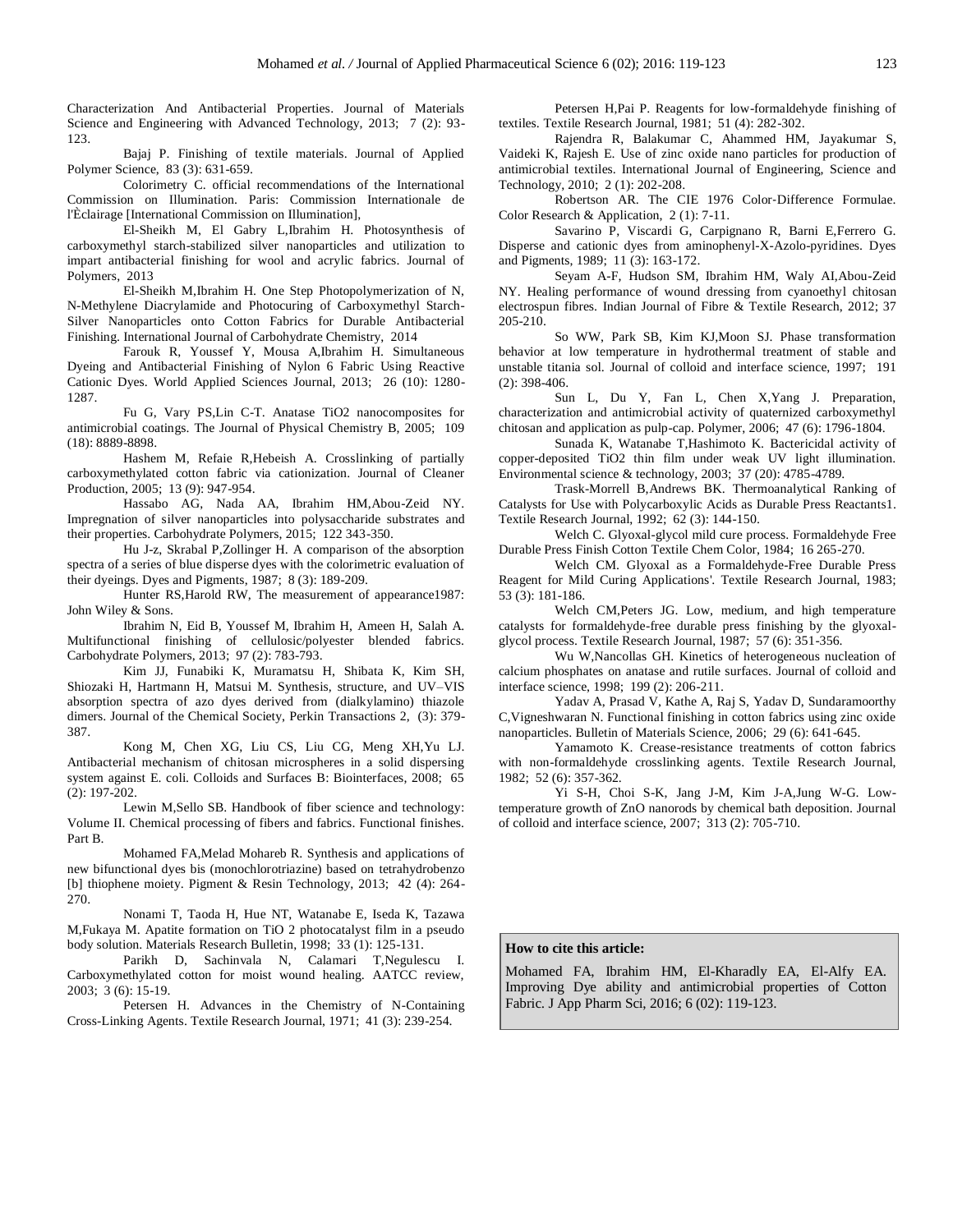Characterization And Antibacterial Properties. Journal of Materials Science and Engineering with Advanced Technology, 2013; 7 (2): 93-123.

Bajaj P. Finishing of textile materials. Journal of Applied Polymer Science, 83 (3): 631-659.

Colorimetry C. official recommendations of the International Commission on Illumination. Paris: Commission Internationale de l'Èclairage [International Commission on Illumination],

El-Sheikh M, El Gabry L,Ibrahim H. Photosynthesis of carboxymethyl starch-stabilized silver nanoparticles and utilization to impart antibacterial finishing for wool and acrylic fabrics. Journal of Polymers, 2013

El-Sheikh M,Ibrahim H. One Step Photopolymerization of N, N-Methylene Diacrylamide and Photocuring of Carboxymethyl Starch-Silver Nanoparticles onto Cotton Fabrics for Durable Antibacterial Finishing. International Journal of Carbohydrate Chemistry, 2014

Farouk R, Youssef Y, Mousa A,Ibrahim H. Simultaneous Dyeing and Antibacterial Finishing of Nylon 6 Fabric Using Reactive Cationic Dyes. World Applied Sciences Journal, 2013; 26 (10): 1280-1287.

Fu G, Vary PS,Lin C-T. Anatase TiO2 nanocomposites for antimicrobial coatings. The Journal of Physical Chemistry B, 2005; 109 (18): 8889-8898.

Hashem M, Refaie R,Hebeish A. Crosslinking of partially carboxymethylated cotton fabric via cationization. Journal of Cleaner Production, 2005; 13 (9): 947-954.

Hassabo AG, Nada AA, Ibrahim HM,Abou-Zeid NY. Impregnation of silver nanoparticles into polysaccharide substrates and their properties. Carbohydrate Polymers, 2015; 122 343-350.

Hu J-z, Skrabal P,Zollinger H. A comparison of the absorption spectra of a series of blue disperse dyes with the colorimetric evaluation of their dyeings. Dyes and Pigments, 1987; 8 (3): 189-209.

Hunter RS,Harold RW, The measurement of appearance1987: John Wiley & Sons.

Ibrahim N, Eid B, Youssef M, Ibrahim H, Ameen H, Salah A. Multifunctional finishing of cellulosic/polyester blended fabrics. Carbohydrate Polymers, 2013; 97 (2): 783-793.

Kim JJ, Funabiki K, Muramatsu H, Shibata K, Kim SH, Shiozaki H, Hartmann H, Matsui M. Synthesis, structure, and UV–VIS absorption spectra of azo dyes derived from (dialkylamino) thiazole dimers. Journal of the Chemical Society, Perkin Transactions 2, (3): 379-387.

Kong M, Chen XG, Liu CS, Liu CG, Meng XH,Yu LJ. Antibacterial mechanism of chitosan microspheres in a solid dispersing system against E. coli. Colloids and Surfaces B: Biointerfaces, 2008; 65 (2): 197-202.

Lewin M,Sello SB. Handbook of fiber science and technology: Volume II. Chemical processing of fibers and fabrics. Functional finishes. Part B.

Mohamed FA,Melad Mohareb R. Synthesis and applications of new bifunctional dyes bis (monochlorotriazine) based on tetrahydrobenzo [b] thiophene moiety. Pigment & Resin Technology, 2013; 42 (4): 264-270.

Nonami T, Taoda H, Hue NT, Watanabe E, Iseda K, Tazawa M,Fukaya M. Apatite formation on TiO 2 photocatalyst film in a pseudo body solution. Materials Research Bulletin, 1998; 33 (1): 125-131.

Parikh D, Sachinvala N, Calamari T,Negulescu I. Carboxymethylated cotton for moist wound healing. AATCC review, 2003; 3 (6): 15-19.

Petersen H. Advances in the Chemistry of N-Containing Cross-Linking Agents. Textile Research Journal, 1971; 41 (3): 239-254.

Petersen H,Pai P. Reagents for low-formaldehyde finishing of textiles. Textile Research Journal, 1981; 51 (4): 282-302.

Rajendra R, Balakumar C, Ahammed HM, Jayakumar S, Vaideki K, Rajesh E. Use of zinc oxide nano particles for production of antimicrobial textiles. International Journal of Engineering, Science and Technology, 2010; 2 (1): 202-208.

Robertson AR. The CIE 1976 Color-Difference Formulae. Color Research & Application, 2 (1): 7-11.

Savarino P, Viscardi G, Carpignano R, Barni E,Ferrero G. Disperse and cationic dyes from aminophenyl-X-Azolo-pyridines. Dyes and Pigments, 1989; 11 (3): 163-172.

Seyam A-F, Hudson SM, Ibrahim HM, Waly AI,Abou-Zeid NY. Healing performance of wound dressing from cyanoethyl chitosan electrospun fibres. Indian Journal of Fibre & Textile Research, 2012; 37 205-210.

So WW, Park SB, Kim KJ,Moon SJ. Phase transformation behavior at low temperature in hydrothermal treatment of stable and unstable titania sol. Journal of colloid and interface science, 1997; 191 (2): 398-406.

Sun L, Du Y, Fan L, Chen X,Yang J. Preparation, characterization and antimicrobial activity of quaternized carboxymethyl chitosan and application as pulp-cap. Polymer, 2006; 47 (6): 1796-1804.

Sunada K, Watanabe T,Hashimoto K. Bactericidal activity of copper-deposited TiO2 thin film under weak UV light illumination. Environmental science & technology, 2003; 37 (20): 4785-4789.

Trask-Morrell B,Andrews BK. Thermoanalytical Ranking of Catalysts for Use with Polycarboxylic Acids as Durable Press Reactants1. Textile Research Journal, 1992; 62 (3): 144-150.

Welch C. Glyoxal-glycol mild cure process. Formaldehyde Free Durable Press Finish Cotton Textile Chem Color, 1984; 16 265-270.

Welch CM. Glyoxal as a Formaldehyde-Free Durable Press Reagent for Mild Curing Applications'. Textile Research Journal, 1983; 53 (3): 181-186.

Welch CM,Peters JG. Low, medium, and high temperature catalysts for formaldehyde-free durable press finishing by the glyoxal-glycol process. Textile Research Journal, 1987; 57 (6): 351-356.

Wu W,Nancollas GH. Kinetics of heterogeneous nucleation of calcium phosphates on anatase and rutile surfaces. Journal of colloid and interface science, 1998; 199 (2): 206-211.

Yadav A, Prasad V, Kathe A, Raj S, Yadav D, Sundaramoorthy C,Vigneshwaran N. Functional finishing in cotton fabrics using zinc oxide nanoparticles. Bulletin of Materials Science, 2006; 29 (6): 641-645.

Yamamoto K. Crease-resistance treatments of cotton fabrics with non-formaldehyde crosslinking agents. Textile Research Journal, 1982; 52 (6): 357-362.

Yi S-H, Choi S-K, Jang J-M, Kim J-A,Jung W-G. Low-temperature growth of ZnO nanorods by chemical bath deposition. Journal of colloid and interface science, 2007; 313 (2): 705-710.

**How to cite this article:**

Mohamed FA, Ibrahim HM, El-Kharadly EA, El-Alfy EA. Improving Dye ability and antimicrobial properties of Cotton Fabric. J App Pharm Sci, 2016; 6 (02): 119-123.